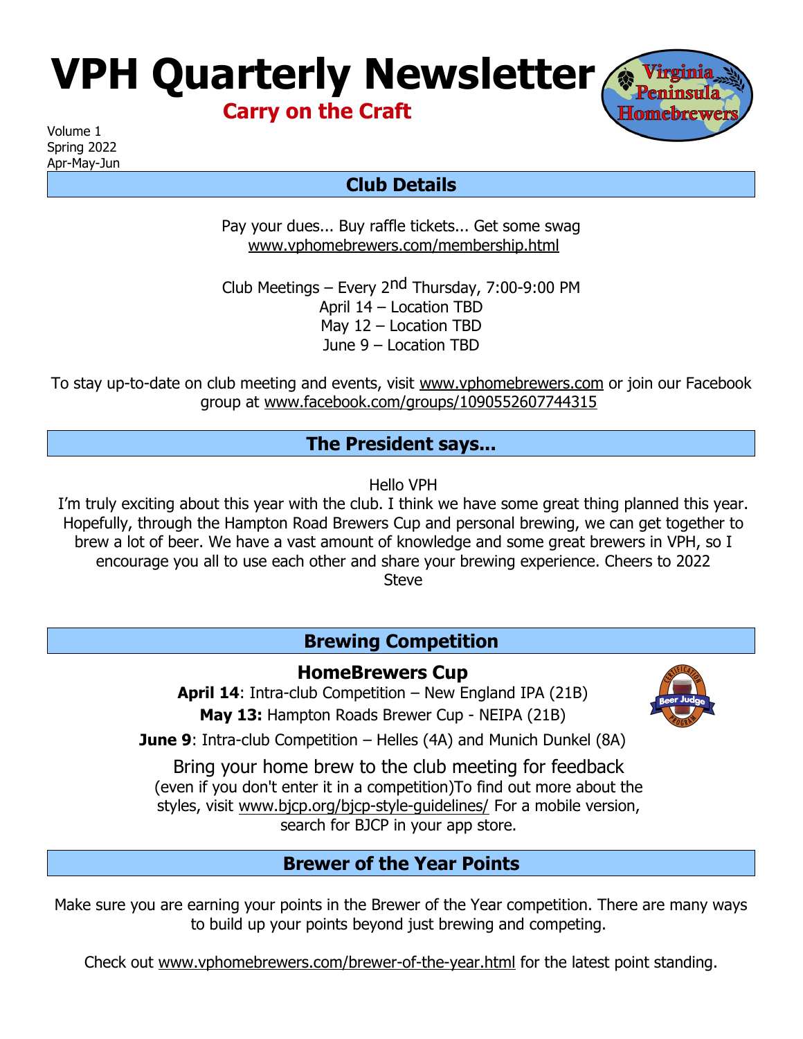# VPH Quarterly Newsletter

**Carry on the Craft**

Volume 1
Spring 2022
Apr-May-Jun

## Club Details

Pay your dues... Buy raffle tickets... Get some swag
www.vphomebrewers.com/membership.html

Club Meetings – Every 2nd Thursday, 7:00-9:00 PM
April 14 – Location TBD
May 12 – Location TBD
June 9 – Location TBD

To stay up-to-date on club meeting and events, visit www.vphomebrewers.com or join our Facebook group at www.facebook.com/groups/1090552607744315

## The President says...

Hello VPH
I'm truly exciting about this year with the club. I think we have some great thing planned this year. Hopefully, through the Hampton Road Brewers Cup and personal brewing, we can get together to brew a lot of beer. We have a vast amount of knowledge and some great brewers in VPH, so I encourage you all to use each other and share your brewing experience. Cheers to 2022
Steve

## Brewing Competition

### HomeBrewers Cup

**April 14**: Intra-club Competition – New England IPA (21B)
**May 13:** Hampton Roads Brewer Cup - NEIPA (21B)
**June 9**: Intra-club Competition – Helles (4A) and Munich Dunkel (8A)

Bring your home brew to the club meeting for feedback
(even if you don't enter it in a competition)To find out more about the styles, visit www.bjcp.org/bjcp-style-guidelines/ For a mobile version, search for BJCP in your app store.

## Brewer of the Year Points

Make sure you are earning your points in the Brewer of the Year competition. There are many ways to build up your points beyond just brewing and competing.

Check out www.vphomebrewers.com/brewer-of-the-year.html for the latest point standing.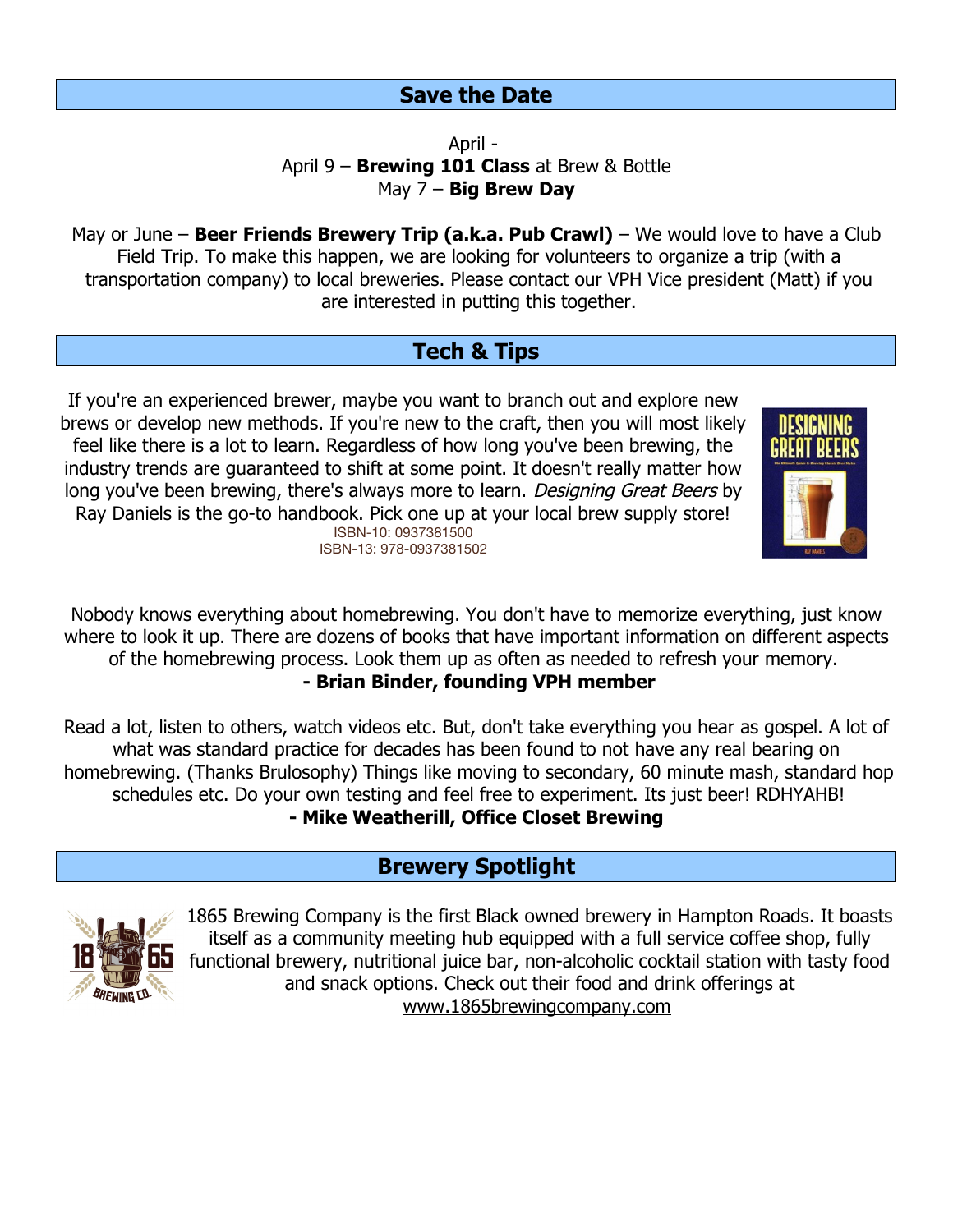## Save the Date

April -
April 9 – **Brewing 101 Class** at Brew & Bottle
May 7 – **Big Brew Day**

May or June – **Beer Friends Brewery Trip (a.k.a. Pub Crawl)** – We would love to have a Club Field Trip. To make this happen, we are looking for volunteers to organize a trip (with a transportation company) to local breweries. Please contact our VPH Vice president (Matt) if you are interested in putting this together.

## Tech & Tips

If you're an experienced brewer, maybe you want to branch out and explore new brews or develop new methods. If you're new to the craft, then you will most likely feel like there is a lot to learn. Regardless of how long you've been brewing, the industry trends are guaranteed to shift at some point. It doesn't really matter how long you've been brewing, there's always more to learn. *Designing Great Beers* by Ray Daniels is the go-to handbook. Pick one up at your local brew supply store!
ISBN-10: 0937381500
ISBN-13: 978-0937381502

Nobody knows everything about homebrewing. You don't have to memorize everything, just know where to look it up. There are dozens of books that have important information on different aspects of the homebrewing process. Look them up as often as needed to refresh your memory.
**- Brian Binder, founding VPH member**

Read a lot, listen to others, watch videos etc. But, don't take everything you hear as gospel. A lot of what was standard practice for decades has been found to not have any real bearing on homebrewing. (Thanks Brulosophy) Things like moving to secondary, 60 minute mash, standard hop schedules etc. Do your own testing and feel free to experiment. Its just beer! RDHYAHB!
**- Mike Weatherill, Office Closet Brewing**

## Brewery Spotlight

1865 Brewing Company is the first Black owned brewery in Hampton Roads. It boasts itself as a community meeting hub equipped with a full service coffee shop, fully functional brewery, nutritional juice bar, non-alcoholic cocktail station with tasty food and snack options. Check out their food and drink offerings at www.1865brewingcompany.com